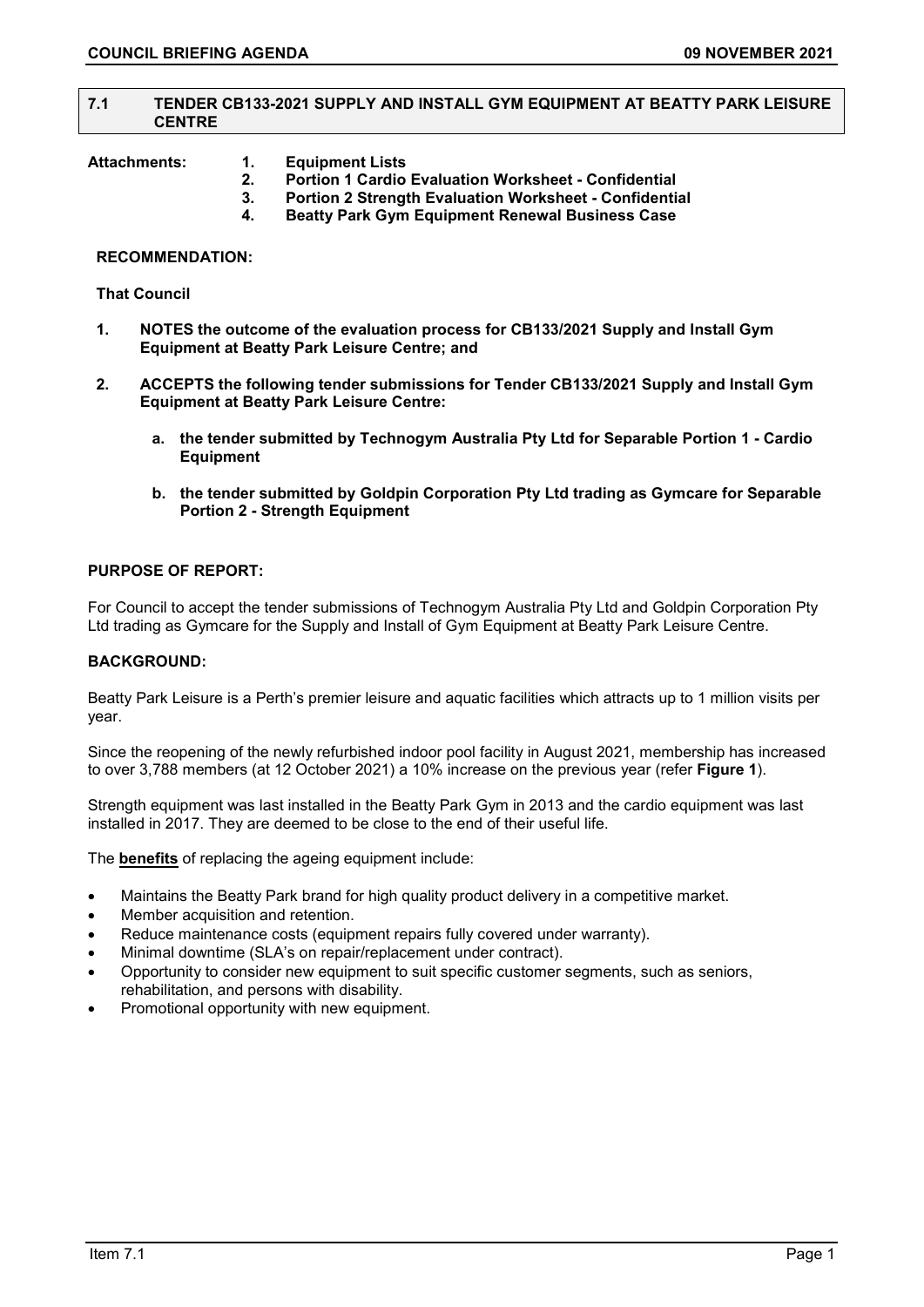## 7.1 TENDER CB133-2021 SUPPLY AND INSTALL GYM EQUIPMENT AT BEATTY PARK LEISURE CENTRE

**Attachments:**

1. **Equipment Lists**
2. **Portion 1 Cardio Evaluation Worksheet - Confidential**
3. **Portion 2 Strength Evaluation Worksheet - Confidential**
4. **Beatty Park Gym Equipment Renewal Business Case**

**RECOMMENDATION:**

**That Council**

1. **NOTES the outcome of the evaluation process for CB133/2021 Supply and Install Gym Equipment at Beatty Park Leisure Centre; and**

2. **ACCEPTS the following tender submissions for Tender CB133/2021 Supply and Install Gym Equipment at Beatty Park Leisure Centre:**

    a. **the tender submitted by Technogym Australia Pty Ltd for Separable Portion 1 - Cardio Equipment**

    b. **the tender submitted by Goldpin Corporation Pty Ltd trading as Gymcare for Separable Portion 2 - Strength Equipment**

**PURPOSE OF REPORT:**

For Council to accept the tender submissions of Technogym Australia Pty Ltd and Goldpin Corporation Pty Ltd trading as Gymcare for the Supply and Install of Gym Equipment at Beatty Park Leisure Centre.

**BACKGROUND:**

Beatty Park Leisure is a Perth's premier leisure and aquatic facilities which attracts up to 1 million visits per year.

Since the reopening of the newly refurbished indoor pool facility in August 2021, membership has increased to over 3,788 members (at 12 October 2021) a 10% increase on the previous year (refer **Figure 1**).

Strength equipment was last installed in the Beatty Park Gym in 2013 and the cardio equipment was last installed in 2017. They are deemed to be close to the end of their useful life.

The **benefits** of replacing the ageing equipment include:

- Maintains the Beatty Park brand for high quality product delivery in a competitive market.
- Member acquisition and retention.
- Reduce maintenance costs (equipment repairs fully covered under warranty).
- Minimal downtime (SLA's on repair/replacement under contract).
- Opportunity to consider new equipment to suit specific customer segments, such as seniors, rehabilitation, and persons with disability.
- Promotional opportunity with new equipment.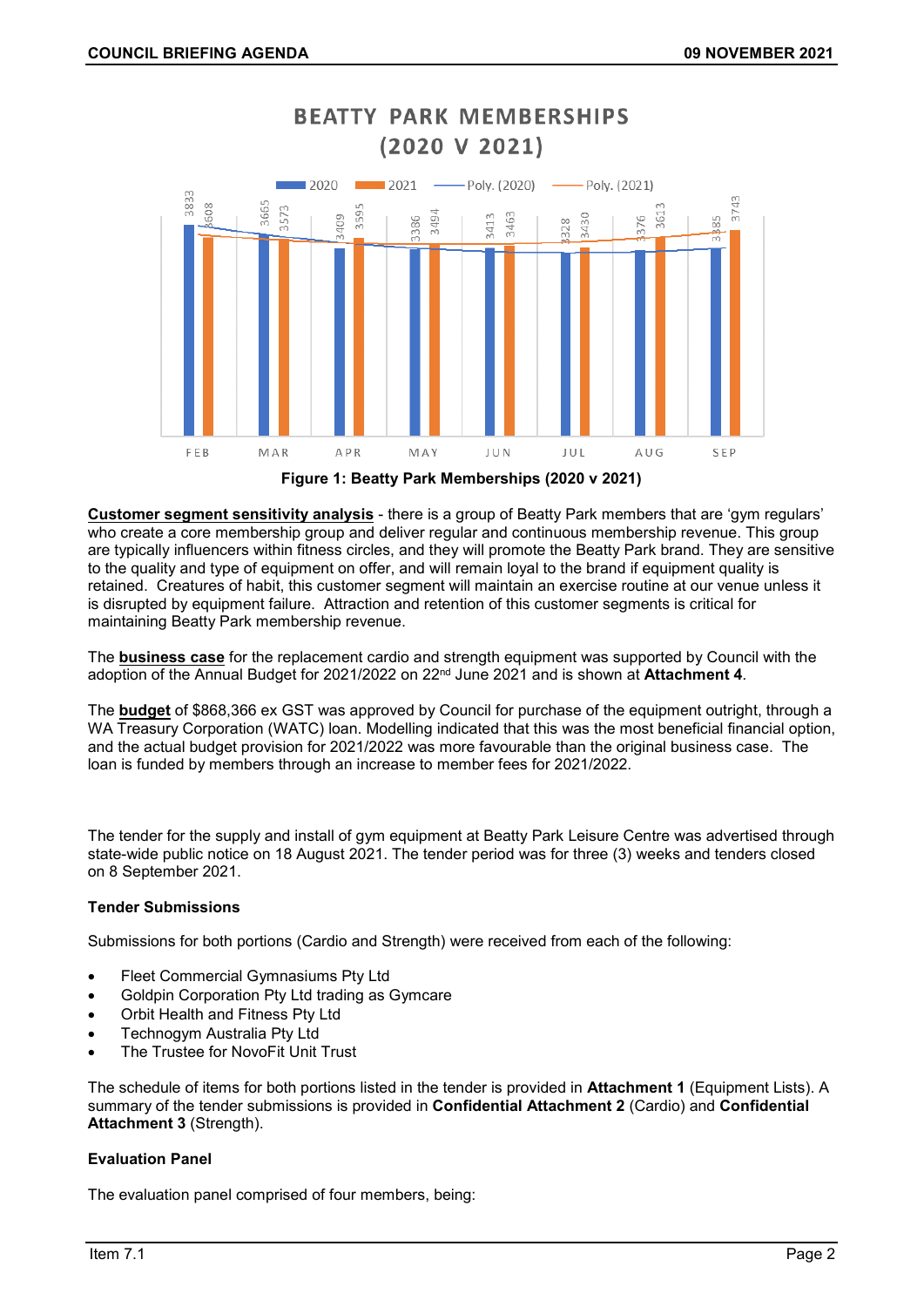**BEATTY PARK MEMBERSHIPS (2020 V 2021)**

| Month | 2020 | 2021 |
|---|---|---|
| FEB | 3833 | 3608 |
| MAR | 3665 | 3573 |
| APR | 3409 | 3595 |
| MAY | 3386 | 3494 |
| JUN | 3413 | 3463 |
| JUL | 3328 | 3430 |
| AUG | 3376 | 3613 |
| SEP | 3385 | 3743 |

Legend: 2020, 2021, Poly. (2020), Poly. (2021)

**Figure 1: Beatty Park Memberships (2020 v 2021)**

**Customer segment sensitivity analysis** - there is a group of Beatty Park members that are 'gym regulars' who create a core membership group and deliver regular and continuous membership revenue. This group are typically influencers within fitness circles, and they will promote the Beatty Park brand. They are sensitive to the quality and type of equipment on offer, and will remain loyal to the brand if equipment quality is retained. Creatures of habit, this customer segment will maintain an exercise routine at our venue unless it is disrupted by equipment failure. Attraction and retention of this customer segments is critical for maintaining Beatty Park membership revenue.

The **business case** for the replacement cardio and strength equipment was supported by Council with the adoption of the Annual Budget for 2021/2022 on 22nd June 2021 and is shown at **Attachment 4**.

The **budget** of $868,366 ex GST was approved by Council for purchase of the equipment outright, through a WA Treasury Corporation (WATC) loan. Modelling indicated that this was the most beneficial financial option, and the actual budget provision for 2021/2022 was more favourable than the original business case. The loan is funded by members through an increase to member fees for 2021/2022.

The tender for the supply and install of gym equipment at Beatty Park Leisure Centre was advertised through state-wide public notice on 18 August 2021. The tender period was for three (3) weeks and tenders closed on 8 September 2021.

**Tender Submissions**

Submissions for both portions (Cardio and Strength) were received from each of the following:

- Fleet Commercial Gymnasiums Pty Ltd
- Goldpin Corporation Pty Ltd trading as Gymcare
- Orbit Health and Fitness Pty Ltd
- Technogym Australia Pty Ltd
- The Trustee for NovoFit Unit Trust

The schedule of items for both portions listed in the tender is provided in **Attachment 1** (Equipment Lists). A summary of the tender submissions is provided in **Confidential Attachment 2** (Cardio) and **Confidential Attachment 3** (Strength).

**Evaluation Panel**

The evaluation panel comprised of four members, being: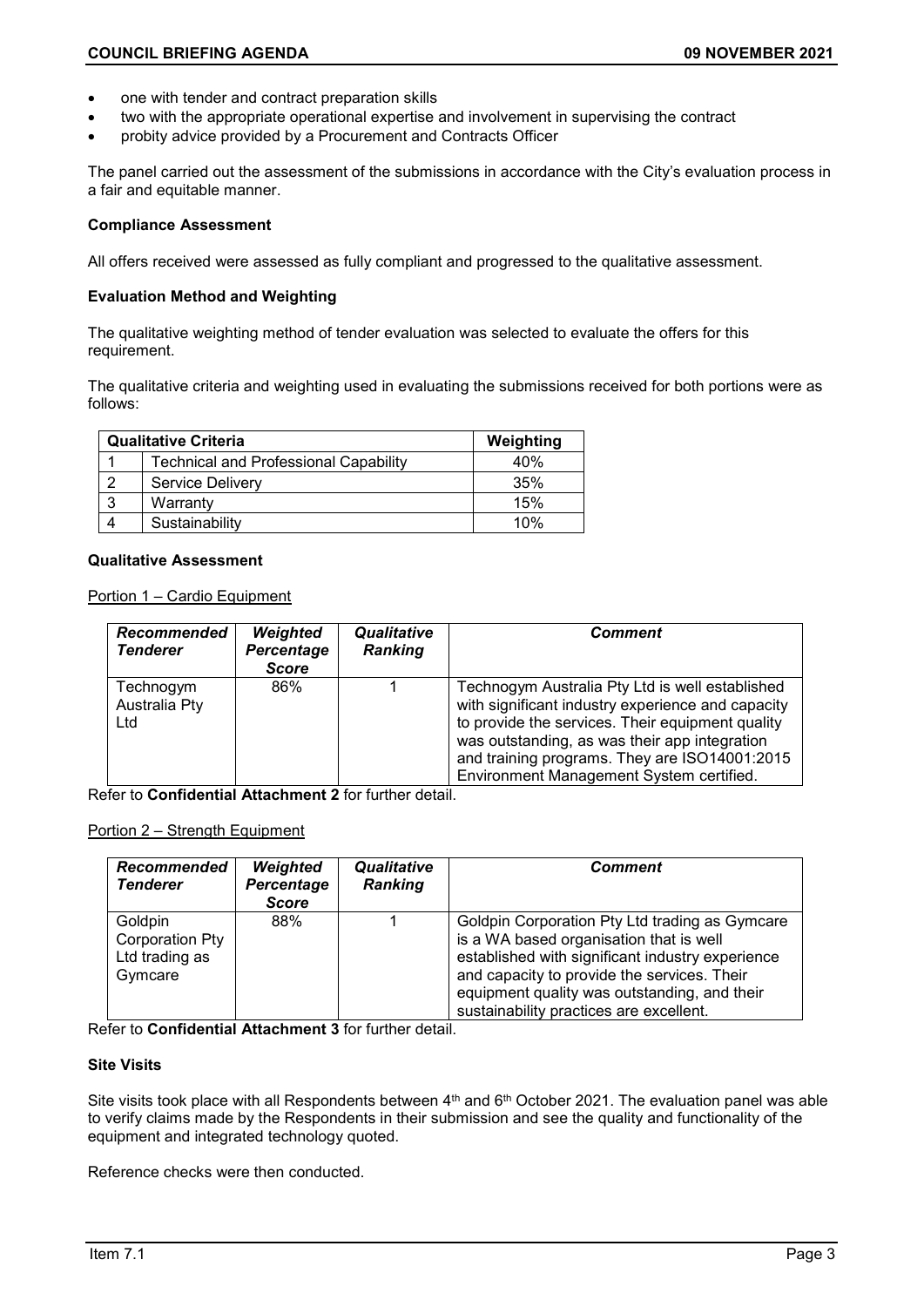- one with tender and contract preparation skills
- two with the appropriate operational expertise and involvement in supervising the contract
- probity advice provided by a Procurement and Contracts Officer

The panel carried out the assessment of the submissions in accordance with the City's evaluation process in a fair and equitable manner.

**Compliance Assessment**

All offers received were assessed as fully compliant and progressed to the qualitative assessment.

**Evaluation Method and Weighting**

The qualitative weighting method of tender evaluation was selected to evaluate the offers for this requirement.

The qualitative criteria and weighting used in evaluating the submissions received for both portions were as follows:

| Qualitative Criteria | | Weighting |
|---|---|---|
| 1 | Technical and Professional Capability | 40% |
| 2 | Service Delivery | 35% |
| 3 | Warranty | 15% |
| 4 | Sustainability | 10% |

**Qualitative Assessment**

Portion 1 – Cardio Equipment

| *Recommended Tenderer* | *Weighted Percentage Score* | *Qualitative Ranking* | *Comment* |
|---|---|---|---|
| Technogym Australia Pty Ltd | 86% | 1 | Technogym Australia Pty Ltd is well established with significant industry experience and capacity to provide the services. Their equipment quality was outstanding, as was their app integration and training programs. They are ISO14001:2015 Environment Management System certified. |

Refer to **Confidential Attachment 2** for further detail.

Portion 2 – Strength Equipment

| *Recommended Tenderer* | *Weighted Percentage Score* | *Qualitative Ranking* | *Comment* |
|---|---|---|---|
| Goldpin Corporation Pty Ltd trading as Gymcare | 88% | 1 | Goldpin Corporation Pty Ltd trading as Gymcare is a WA based organisation that is well established with significant industry experience and capacity to provide the services. Their equipment quality was outstanding, and their sustainability practices are excellent. |

Refer to **Confidential Attachment 3** for further detail.

**Site Visits**

Site visits took place with all Respondents between 4th and 6th October 2021. The evaluation panel was able to verify claims made by the Respondents in their submission and see the quality and functionality of the equipment and integrated technology quoted.

Reference checks were then conducted.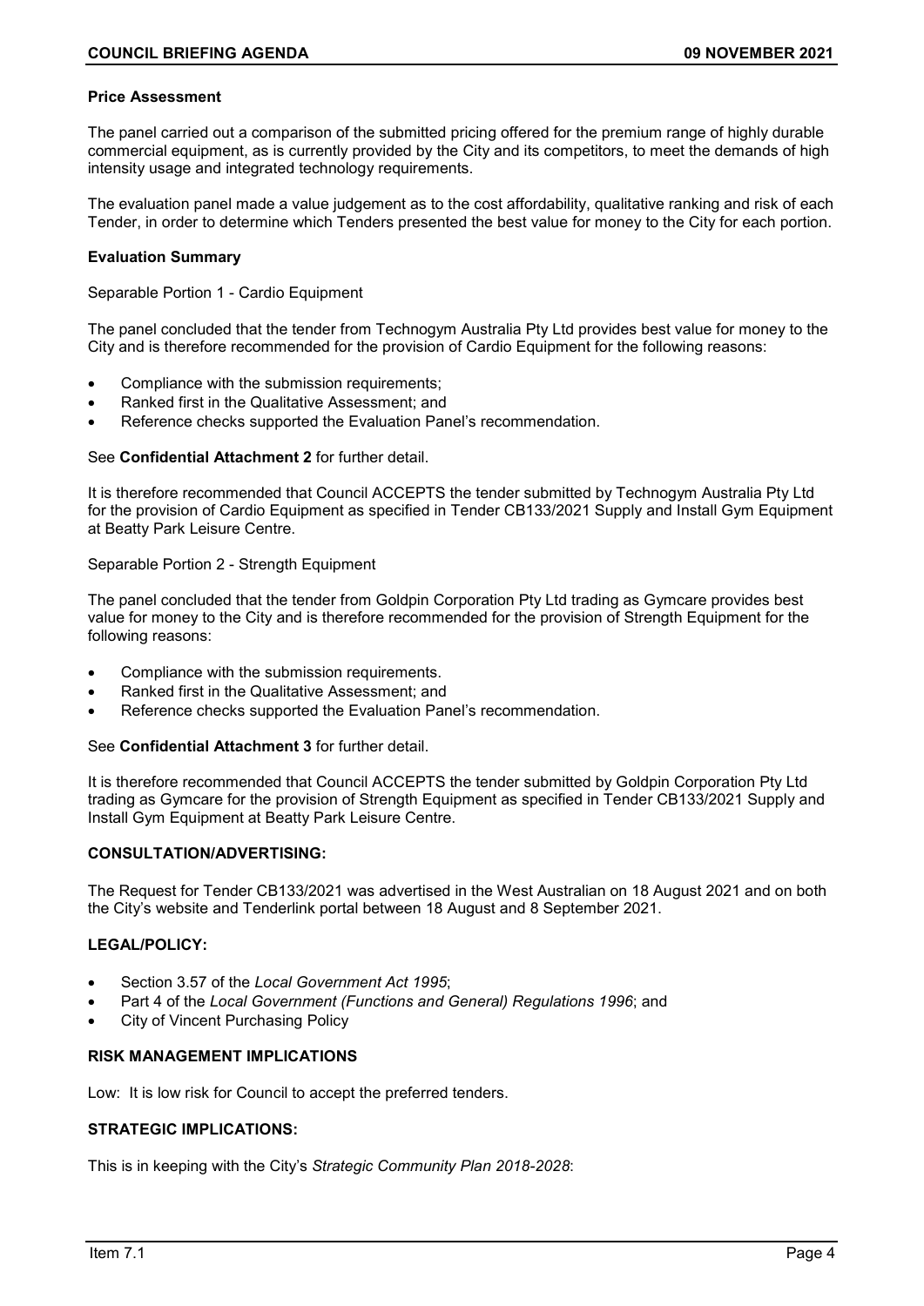**Price Assessment**

The panel carried out a comparison of the submitted pricing offered for the premium range of highly durable commercial equipment, as is currently provided by the City and its competitors, to meet the demands of high intensity usage and integrated technology requirements.

The evaluation panel made a value judgement as to the cost affordability, qualitative ranking and risk of each Tender, in order to determine which Tenders presented the best value for money to the City for each portion.

**Evaluation Summary**

Separable Portion 1 - Cardio Equipment

The panel concluded that the tender from Technogym Australia Pty Ltd provides best value for money to the City and is therefore recommended for the provision of Cardio Equipment for the following reasons:

- Compliance with the submission requirements;
- Ranked first in the Qualitative Assessment; and
- Reference checks supported the Evaluation Panel's recommendation.

See **Confidential Attachment 2** for further detail.

It is therefore recommended that Council ACCEPTS the tender submitted by Technogym Australia Pty Ltd for the provision of Cardio Equipment as specified in Tender CB133/2021 Supply and Install Gym Equipment at Beatty Park Leisure Centre.

Separable Portion 2 - Strength Equipment

The panel concluded that the tender from Goldpin Corporation Pty Ltd trading as Gymcare provides best value for money to the City and is therefore recommended for the provision of Strength Equipment for the following reasons:

- Compliance with the submission requirements.
- Ranked first in the Qualitative Assessment; and
- Reference checks supported the Evaluation Panel's recommendation.

See **Confidential Attachment 3** for further detail.

It is therefore recommended that Council ACCEPTS the tender submitted by Goldpin Corporation Pty Ltd trading as Gymcare for the provision of Strength Equipment as specified in Tender CB133/2021 Supply and Install Gym Equipment at Beatty Park Leisure Centre.

**CONSULTATION/ADVERTISING:**

The Request for Tender CB133/2021 was advertised in the West Australian on 18 August 2021 and on both the City's website and Tenderlink portal between 18 August and 8 September 2021.

**LEGAL/POLICY:**

- Section 3.57 of the *Local Government Act 1995*;
- Part 4 of the *Local Government (Functions and General) Regulations 1996*; and
- City of Vincent Purchasing Policy

**RISK MANAGEMENT IMPLICATIONS**

Low: It is low risk for Council to accept the preferred tenders.

**STRATEGIC IMPLICATIONS:**

This is in keeping with the City's *Strategic Community Plan 2018-2028*: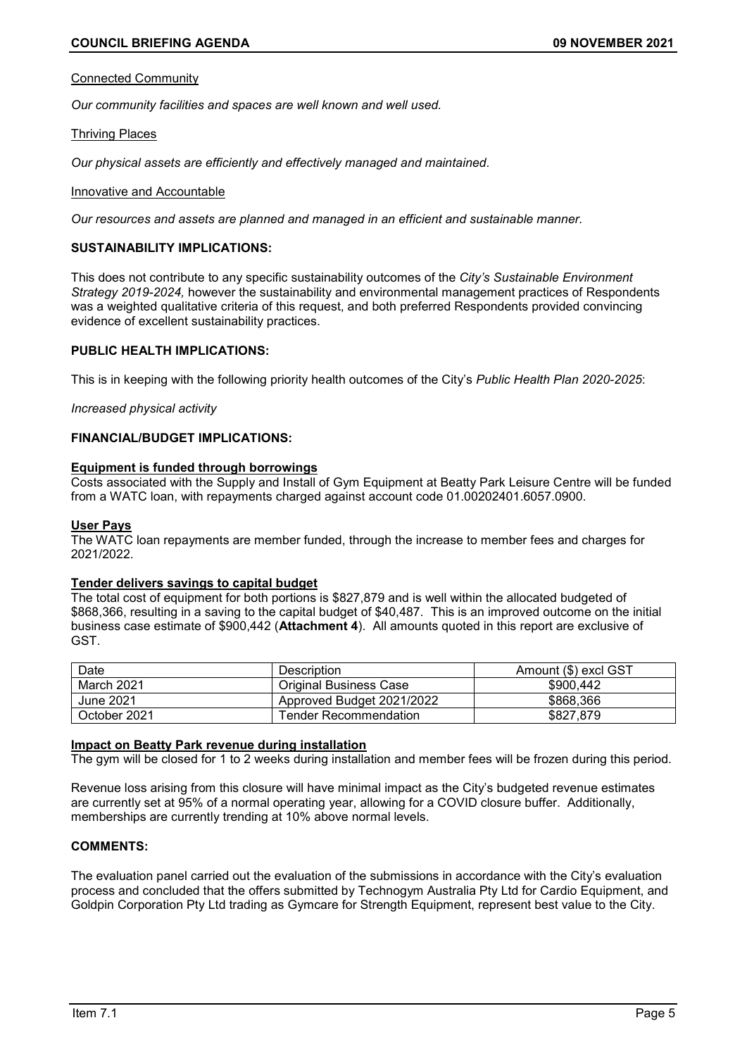Connected Community

*Our community facilities and spaces are well known and well used.*

Thriving Places

*Our physical assets are efficiently and effectively managed and maintained.*

Innovative and Accountable

*Our resources and assets are planned and managed in an efficient and sustainable manner.*

## SUSTAINABILITY IMPLICATIONS:

This does not contribute to any specific sustainability outcomes of the *City's Sustainable Environment Strategy 2019-2024,* however the sustainability and environmental management practices of Respondents was a weighted qualitative criteria of this request, and both preferred Respondents provided convincing evidence of excellent sustainability practices.

## PUBLIC HEALTH IMPLICATIONS:

This is in keeping with the following priority health outcomes of the City's *Public Health Plan 2020-2025*:

*Increased physical activity*

## FINANCIAL/BUDGET IMPLICATIONS:

**Equipment is funded through borrowings**

Costs associated with the Supply and Install of Gym Equipment at Beatty Park Leisure Centre will be funded from a WATC loan, with repayments charged against account code 01.00202401.6057.0900.

**User Pays**

The WATC loan repayments are member funded, through the increase to member fees and charges for 2021/2022.

**Tender delivers savings to capital budget**

The total cost of equipment for both portions is $827,879 and is well within the allocated budgeted of $868,366, resulting in a saving to the capital budget of $40,487. This is an improved outcome on the initial business case estimate of $900,442 (**Attachment 4**). All amounts quoted in this report are exclusive of GST.

| Date | Description | Amount ($) excl GST |
|---|---|---|
| March 2021 | Original Business Case | $900,442 |
| June 2021 | Approved Budget 2021/2022 | $868,366 |
| October 2021 | Tender Recommendation | $827,879 |

**Impact on Beatty Park revenue during installation**

The gym will be closed for 1 to 2 weeks during installation and member fees will be frozen during this period.

Revenue loss arising from this closure will have minimal impact as the City's budgeted revenue estimates are currently set at 95% of a normal operating year, allowing for a COVID closure buffer. Additionally, memberships are currently trending at 10% above normal levels.

## COMMENTS:

The evaluation panel carried out the evaluation of the submissions in accordance with the City's evaluation process and concluded that the offers submitted by Technogym Australia Pty Ltd for Cardio Equipment, and Goldpin Corporation Pty Ltd trading as Gymcare for Strength Equipment, represent best value to the City.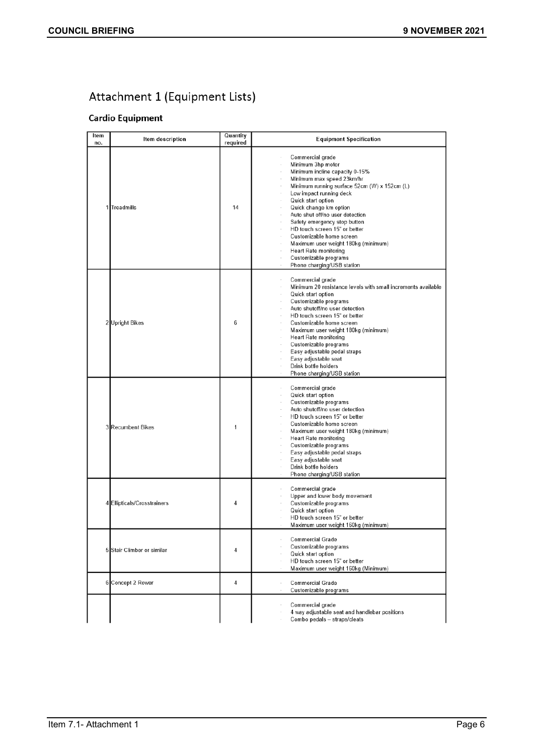# Attachment 1 (Equipment Lists)

## Cardio Equipment

| Item no. | Item description | Quantity required | Equipment Specification |
|---|---|---|---|
| 1 | Treadmills | 14 | · Commercial grade<br>· Minimum 3hp motor<br>· Minimum incline capacity 0-15%<br>· Minimum max speed 23km/hr<br>· Minimum running surface 52cm (W) x 152cm (L)<br>· Low impact running deck<br>· Quick start option<br>· Quick change km option<br>· Auto shut off/no user detection<br>· Safety emergency stop button<br>· HD touch screen 15" or better<br>· Customizable home screen<br>· Maximum user weight 180kg (minimum)<br>· Heart Rate monitoring<br>· Customizable programs<br>· Phone charging/USB station |
| 2 | Upright Bikes | 6 | · Commercial grade<br>· Minimum 20 resistance levels with small increments available<br>· Quick start option<br>· Customizable programs<br>· Auto shutoff/no user detection<br>· HD touch screen 15" or better<br>· Customizable home screen<br>· Maximum user weight 180kg (minimum)<br>· Heart Rate monitoring<br>· Customizable programs<br>· Easy adjustable pedal straps<br>· Easy adjustable seat<br>· Drink bottle holders<br>· Phone charging/USB station |
| 3 | Recumbent Bikes | 1 | · Commercial grade<br>· Quick start option<br>· Customizable programs<br>· Auto shutoff/no user detection<br>· HD touch screen 15" or better<br>· Customizable home screen<br>· Maximum user weight 180kg (minimum)<br>· Heart Rate monitoring<br>· Customizable programs<br>· Easy adjustable pedal straps<br>· Easy adjustable seat<br>· Drink bottle holders<br>· Phone charging/USB station |
| 4 | Ellipticals/Crosstrainers | 4 | · Commercial grade<br>· Upper and lower body movement<br>· Customizable programs<br>· Quick start option<br>· HD touch screen 15" or better<br>· Maximum user weight 160kg (minimum) |
| 5 | Stair Climber or similar | 4 | · Commercial Grade<br>· Customizable programs<br>· Quick start option<br>· HD touch screen 15" or better<br>· Maximum user weight 160kg (Minimum) |
| 6 | Concept 2 Rower | 4 | · Commercial Grade<br>· Customizable programs |
| | | | · Commercial grade<br>· 4 way adjustable seat and handlebar positions<br>· Combo pedals – straps/cleats |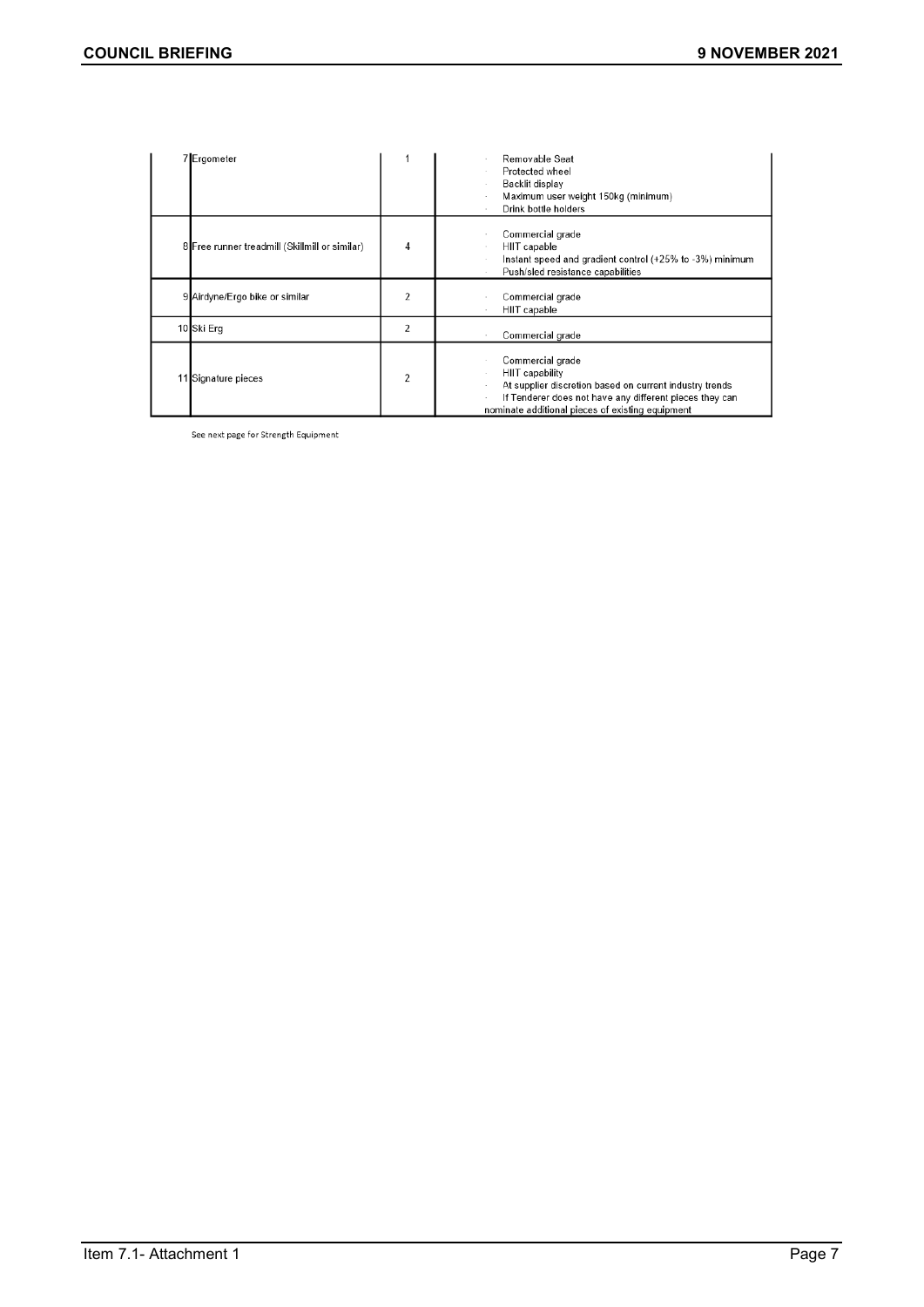| | | | |
|---|---|---|---|
| 7 | Ergometer | 1 | · Removable Seat<br>· Protected wheel<br>· Backlit display<br>· Maximum user weight 150kg (minimum)<br>· Drink bottle holders |
| 8 | Free runner treadmill (Skillmill or similar) | 4 | · Commercial grade<br>· HIIT capable<br>· Instant speed and gradient control (+25% to -3%) minimum<br>· Push/sled resistance capabilities |
| 9 | Airdyne/Ergo bike or similar | 2 | · Commercial grade<br>· HIIT capable |
| 10 | Ski Erg | 2 | · Commercial grade |
| 11 | Signature pieces | 2 | · Commercial grade<br>· HIIT capability<br>· At supplier discretion based on current industry trends<br>· If Tenderer does not have any different pieces they can nominate additional pieces of existing equipment |

See next page for Strength Equipment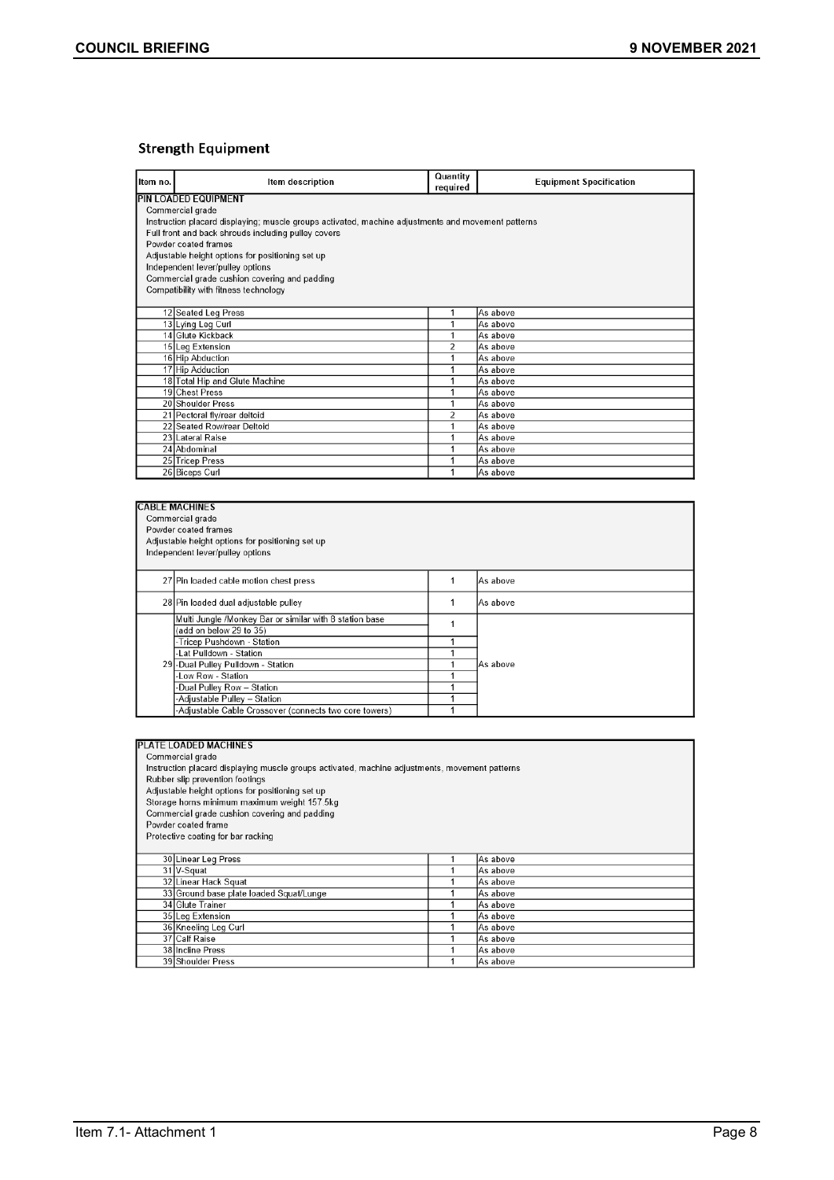## Strength Equipment

| Item no. | Item description | Quantity required | Equipment Specification |
|---|---|---|---|
| **PIN LOADED EQUIPMENT**<br>Commercial grade<br>Instruction placard displaying; muscle groups activated, machine adjustments and movement patterns<br>Full front and back shrouds including pulley covers<br>Powder coated frames<br>Adjustable height options for positioning set up<br>Independent lever/pulley options<br>Commercial grade cushion covering and padding<br>Compatibility with fitness technology | | | |
| 12 | Seated Leg Press | 1 | As above |
| 13 | Lying Leg Curl | 1 | As above |
| 14 | Glute Kickback | 1 | As above |
| 15 | Leg Extension | 2 | As above |
| 16 | Hip Abduction | 1 | As above |
| 17 | Hip Adduction | 1 | As above |
| 18 | Total Hip and Glute Machine | 1 | As above |
| 19 | Chest Press | 1 | As above |
| 20 | Shoulder Press | 1 | As above |
| 21 | Pectoral fly/rear deltoid | 2 | As above |
| 22 | Seated Row/rear Deltoid | 1 | As above |
| 23 | Lateral Raise | 1 | As above |
| 24 | Abdominal | 1 | As above |
| 25 | Tricep Press | 1 | As above |
| 26 | Biceps Curl | 1 | As above |

| **CABLE MACHINES**<br>Commercial grade<br>Powder coated frames<br>Adjustable height options for positioning set up<br>Independent lever/pulley options | | | |
|---|---|---|---|
| 27 | Pin loaded cable motion chest press | 1 | As above |
| 28 | Pin loaded dual adjustable pulley | 1 | As above |
| 29 | Multi Jungle /Monkey Bar or similar with 8 station base (add on below 29 to 35) | 1 | As above |
| | -Tricep Pushdown - Station | 1 | |
| | -Lat Pulldown - Station | 1 | |
| | -Dual Pulley Pulldown - Station | 1 | |
| | -Low Row - Station | 1 | |
| | -Dual Pulley Row – Station | 1 | |
| | -Adjustable Pulley – Station | 1 | |
| | -Adjustable Cable Crossover (connects two core towers) | 1 | |

| **PLATE LOADED MACHINES**<br>Commercial grade<br>Instruction placard displaying muscle groups activated, machine adjustments, movement patterns<br>Rubber slip prevention footings<br>Adjustable height options for positioning set up<br>Storage horns minimum maximum weight 157.5kg<br>Commercial grade cushion covering and padding<br>Powder coated frame<br>Protective coating for bar racking | | | |
|---|---|---|---|
| 30 | Linear Leg Press | 1 | As above |
| 31 | V-Squat | 1 | As above |
| 32 | Linear Hack Squat | 1 | As above |
| 33 | Ground base plate loaded Squat/Lunge | 1 | As above |
| 34 | Glute Trainer | 1 | As above |
| 35 | Leg Extension | 1 | As above |
| 36 | Kneeling Leg Curl | 1 | As above |
| 37 | Calf Raise | 1 | As above |
| 38 | Incline Press | 1 | As above |
| 39 | Shoulder Press | 1 | As above |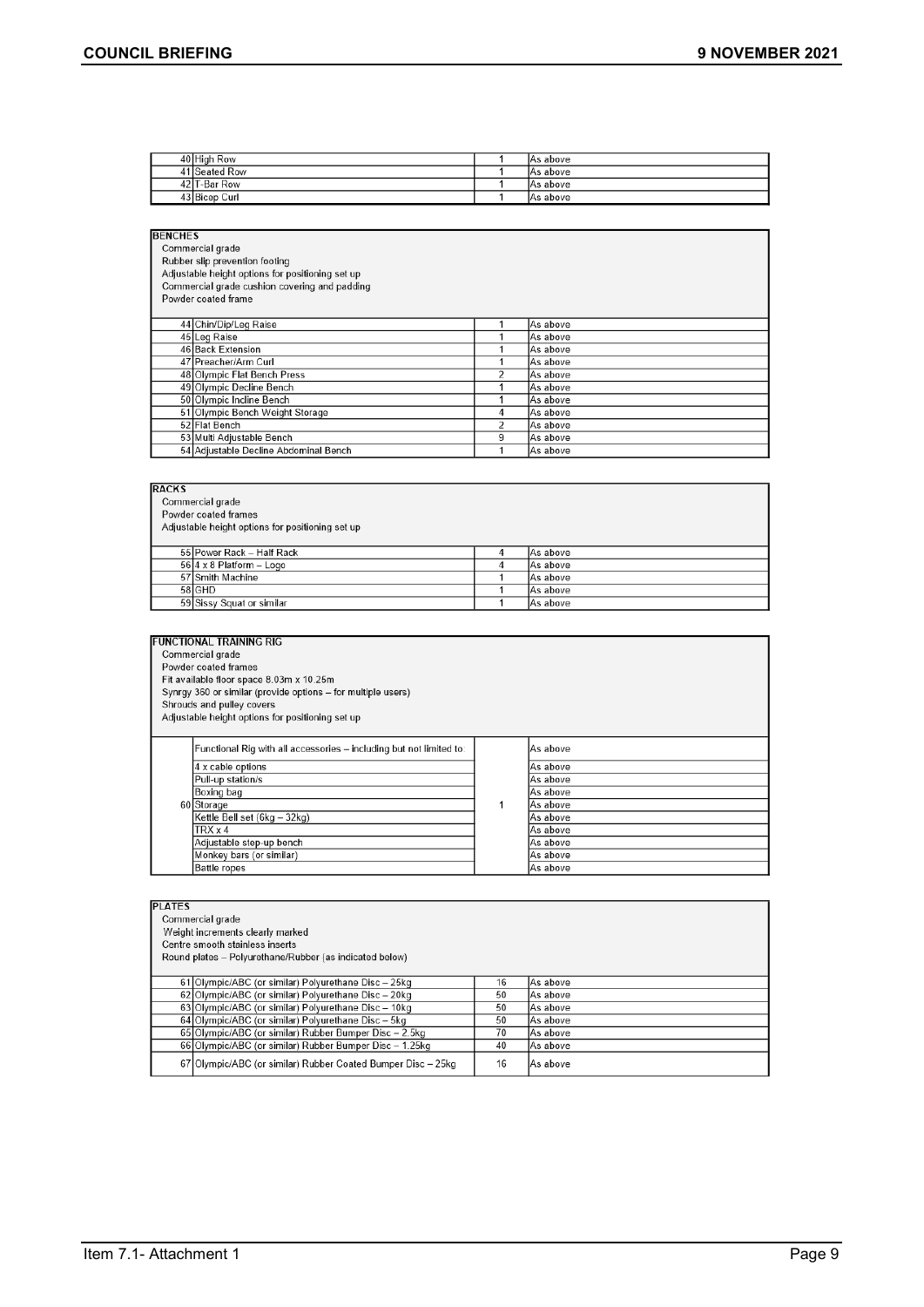| | | | |
|---|---|---|---|
| 40 | High Row | 1 | As above |
| 41 | Seated Row | 1 | As above |
| 42 | T-Bar Row | 1 | As above |
| 43 | Bicep Curl | 1 | As above |

**BENCHES**

Commercial grade
Rubber slip prevention footing
Adjustable height options for positioning set up
Commercial grade cushion covering and padding
Powder coated frame

| | | | |
|---|---|---|---|
| 44 | Chin/Dip/Leg Raise | 1 | As above |
| 45 | Leg Raise | 1 | As above |
| 46 | Back Extension | 1 | As above |
| 47 | Preacher/Arm Curl | 1 | As above |
| 48 | Olympic Flat Bench Press | 2 | As above |
| 49 | Olympic Decline Bench | 1 | As above |
| 50 | Olympic Incline Bench | 1 | As above |
| 51 | Olympic Bench Weight Storage | 4 | As above |
| 52 | Flat Bench | 2 | As above |
| 53 | Multi Adjustable Bench | 9 | As above |
| 54 | Adjustable Decline Abdominal Bench | 1 | As above |

**RACKS**

Commercial grade
Powder coated frames
Adjustable height options for positioning set up

| | | | |
|---|---|---|---|
| 55 | Power Rack – Half Rack | 4 | As above |
| 56 | 4 x 8 Platform – Logo | 4 | As above |
| 57 | Smith Machine | 1 | As above |
| 58 | GHD | 1 | As above |
| 59 | Sissy Squat or similar | 1 | As above |

**FUNCTIONAL TRAINING RIG**

Commercial grade
Powder coated frames
Fit available floor space 8.03m x 10.25m
Synrgy 360 or similar (provide options – for multiple users)
Shrouds and pulley covers
Adjustable height options for positioning set up

| | | | |
|---|---|---|---|
| 60 | Functional Rig with all accessories – including but not limited to: | 1 | As above |
| | 4 x cable options | | As above |
| | Pull-up station/s | | As above |
| | Boxing bag | | As above |
| | Storage | | As above |
| | Kettle Bell set (6kg – 32kg) | | As above |
| | TRX x 4 | | As above |
| | Adjustable step-up bench | | As above |
| | Monkey bars (or similar) | | As above |
| | Battle ropes | | As above |

**PLATES**

Commercial grade
Weight increments clearly marked
Centre smooth stainless inserts
Round plates – Polyurethane/Rubber (as indicated below)

| | | | |
|---|---|---|---|
| 61 | Olympic/ABC (or similar) Polyurethane Disc – 25kg | 16 | As above |
| 62 | Olympic/ABC (or similar) Polyurethane Disc – 20kg | 50 | As above |
| 63 | Olympic/ABC (or similar) Polyurethane Disc – 10kg | 50 | As above |
| 64 | Olympic/ABC (or similar) Polyurethane Disc – 5kg | 50 | As above |
| 65 | Olympic/ABC (or similar) Rubber Bumper Disc – 2.5kg | 70 | As above |
| 66 | Olympic/ABC (or similar) Rubber Bumper Disc – 1.25kg | 40 | As above |
| 67 | Olympic/ABC (or similar) Rubber Coated Bumper Disc – 25kg | 16 | As above |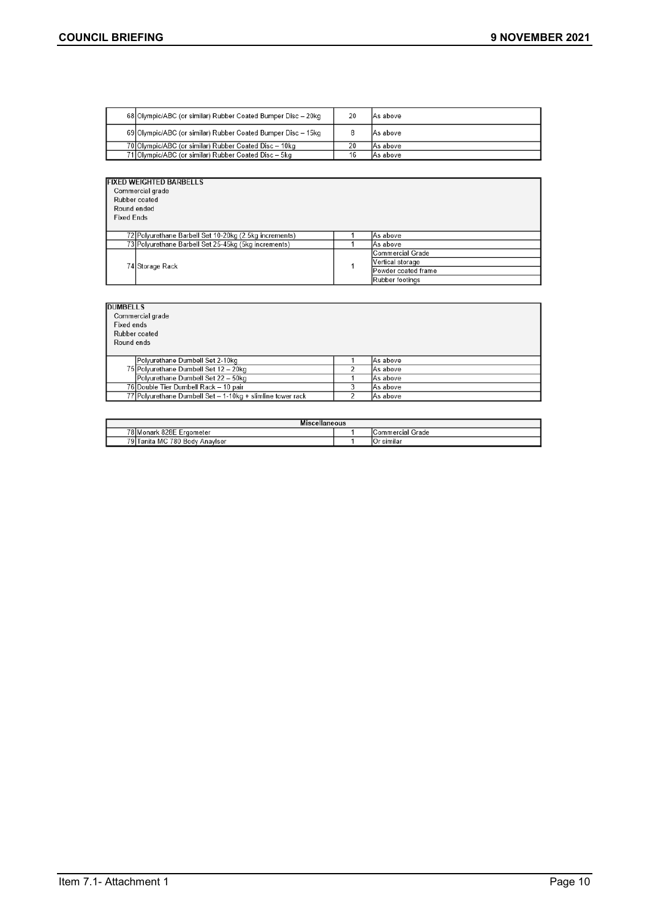| # | Item | Qty | Specification |
|---|---|---|---|
| 68 | Olympic/ABC (or similar) Rubber Coated Bumper Disc – 20kg | 20 | As above |
| 69 | Olympic/ABC (or similar) Rubber Coated Bumper Disc – 15kg | 8 | As above |
| 70 | Olympic/ABC (or similar) Rubber Coated Disc – 10kg | 20 | As above |
| 71 | Olympic/ABC (or similar) Rubber Coated Disc – 5kg | 16 | As above |

| # | Item | Qty | Specification |
|---|---|---|---|
| **FIXED WEIGHTED BARBELLS**<br>Commercial grade<br>Rubber coated<br>Round ended<br>Fixed Ends | | | |
| 72 | Polyurethane Barbell Set 10-20kg (2.5kg increments) | 1 | As above |
| 73 | Polyurethane Barbell Set 25-45kg (5kg increments) | 1 | As above |
| 74 | Storage Rack | 1 | Commercial Grade<br>Vertical storage<br>Powder coated frame<br>Rubber footings |

| # | Item | Qty | Specification |
|---|---|---|---|
| **DUMBELLS**<br>Commercial grade<br>Fixed ends<br>Rubber coated<br>Round ends | | | |
| | Polyurethane Dumbell Set 2-10kg | 1 | As above |
| 75 | Polyurethane Dumbell Set 12 – 20kg | 2 | As above |
| | Polyurethane Dumbell Set 22 – 50kg | 1 | As above |
| 76 | Double Tier Dumbell Rack – 10 pair | 3 | As above |
| 77 | Polyurethane Dumbell Set – 1-10kg + slimline tower rack | 2 | As above |

| # | Item | Qty | Specification |
|---|---|---|---|
| **Miscellaneous** | | | |
| 78 | Monark 828E Ergometer | 1 | Commercial Grade |
| 79 | Tanita MC 780 Body Anaylser | 1 | Or similar |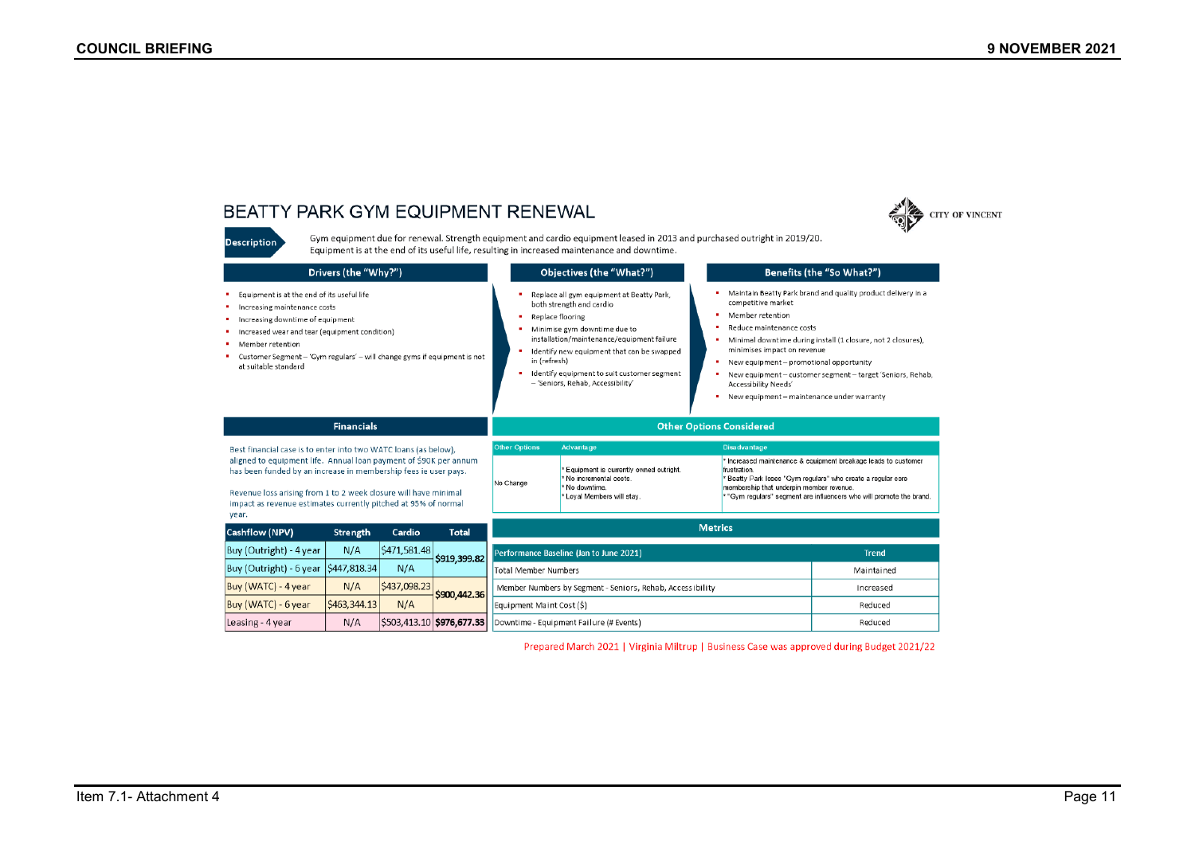# BEATTY PARK GYM EQUIPMENT RENEWAL

CITY OF VINCENT

**Description**

Gym equipment due for renewal. Strength equipment and cardio equipment leased in 2013 and purchased outright in 2019/20. Equipment is at the end of its useful life, resulting in increased maintenance and downtime.

## Drivers (the "Why?")

- Equipment is at the end of its useful life
- Increasing maintenance costs
- Increasing downtime of equipment
- Increased wear and tear (equipment condition)
- Member retention
- Customer Segment – 'Gym regulars' – will change gyms if equipment is not at suitable standard

## Objectives (the "What?")

- Replace all gym equipment at Beatty Park, both strength and cardio
- Replace flooring
- Minimise gym downtime due to installation/maintenance/equipment failure
- Identify new equipment that can be swapped in (refresh)
- Identify equipment to suit customer segment – 'Seniors, Rehab, Accessibility'

## Benefits (the "So What?")

- Maintain Beatty Park brand and quality product delivery in a competitive market
- Member retention
- Reduce maintenance costs
- Minimal downtime during install (1 closure, not 2 closures), minimises impact on revenue
- New equipment – promotional opportunity
- New equipment – customer segment – target 'Seniors, Rehab, Accessibility Needs'
- New equipment – maintenance under warranty

## Financials

Best financial case is to enter into two WATC loans (as below), aligned to equipment life. Annual loan payment of $90K per annum has been funded by an increase in membership fees ie user pays.

Revenue loss arising from 1 to 2 week closure will have minimal impact as revenue estimates currently pitched at 95% of normal year.

| Cashflow (NPV) | Strength | Cardio | Total |
|---|---|---|---|
| Buy (Outright) - 4 year | N/A | $471,581.48 | $919,399.82 |
| Buy (Outright) - 6 year | $447,818.34 | N/A | |
| Buy (WATC) - 4 year | N/A | $437,098.23 | $900,442.36 |
| Buy (WATC) - 6 year | $463,344.13 | N/A | |
| Leasing - 4 year | N/A | $503,413.10 | $976,677.33 |

## Other Options Considered

| Other Options | Advantage | Disadvantage |
|---|---|---|
| No Change | * Equipment is currently owned outright.<br>* No incremental costs.<br>* No downtime.<br>* Loyal Members will stay. | * Increased maintenance & equipment breakage leads to customer frustration.<br>* Beatty Park loses "Gym regulars" who create a regular core membership that underpin member revenue.<br>* "Gym regulars" segment are influencers who will promote the brand. |

## Metrics

| Performance Baseline (Jan to June 2021) | Trend |
|---|---|
| Total Member Numbers | Maintained |
| Member Numbers by Segment - Seniors, Rehab, Accessibility | Increased |
| Equipment Maint Cost ($) | Reduced |
| Downtime - Equipment Failure (# Events) | Reduced |

Prepared March 2021 | Virginia Miltrup | Business Case was approved during Budget 2021/22